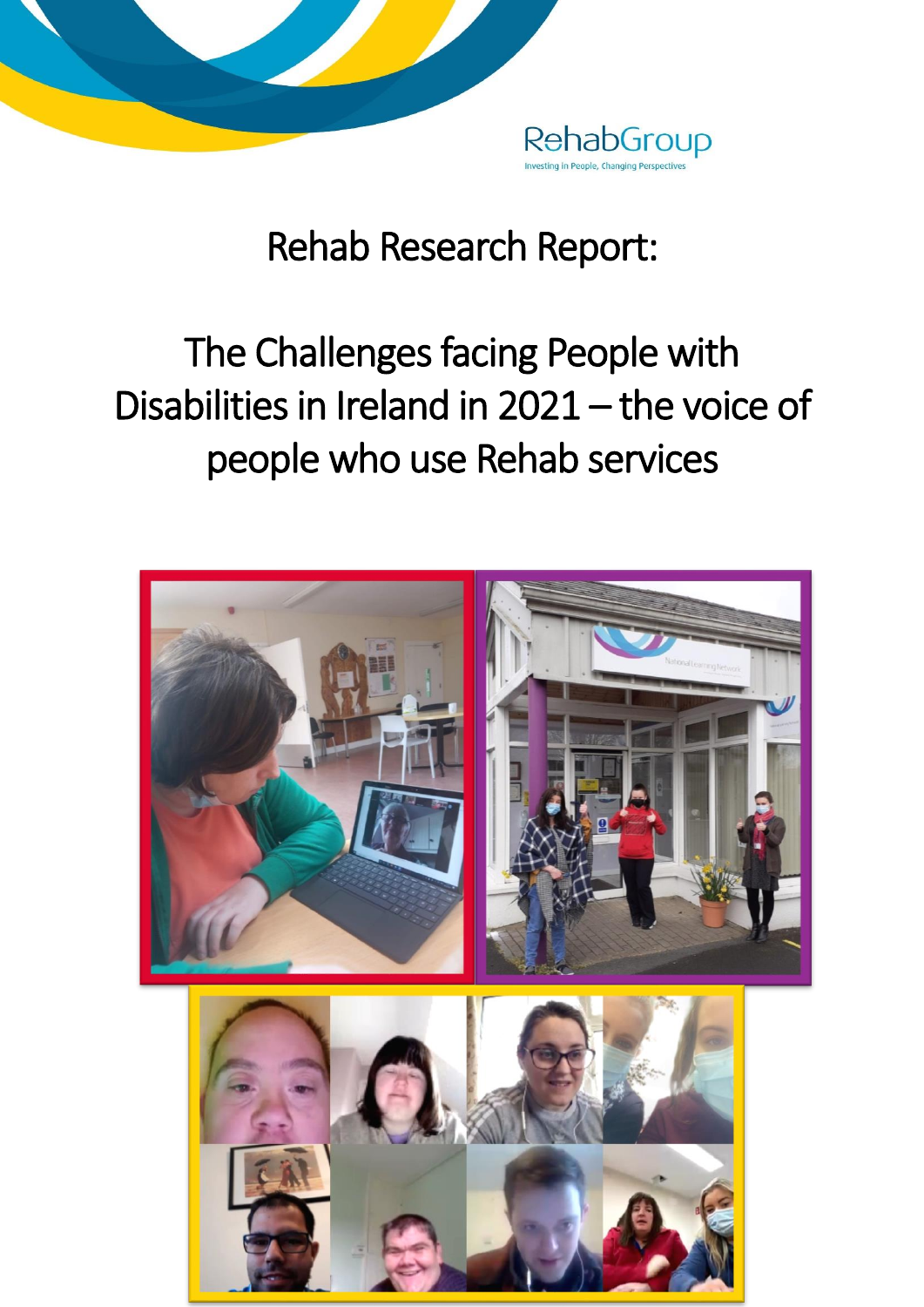RehabGroup

Investing in People, Changing Perspectives

# Rehab Research Report:

# The Challenges facing People with Disabilities in Ireland in 2021 – the voice of people who use Rehab services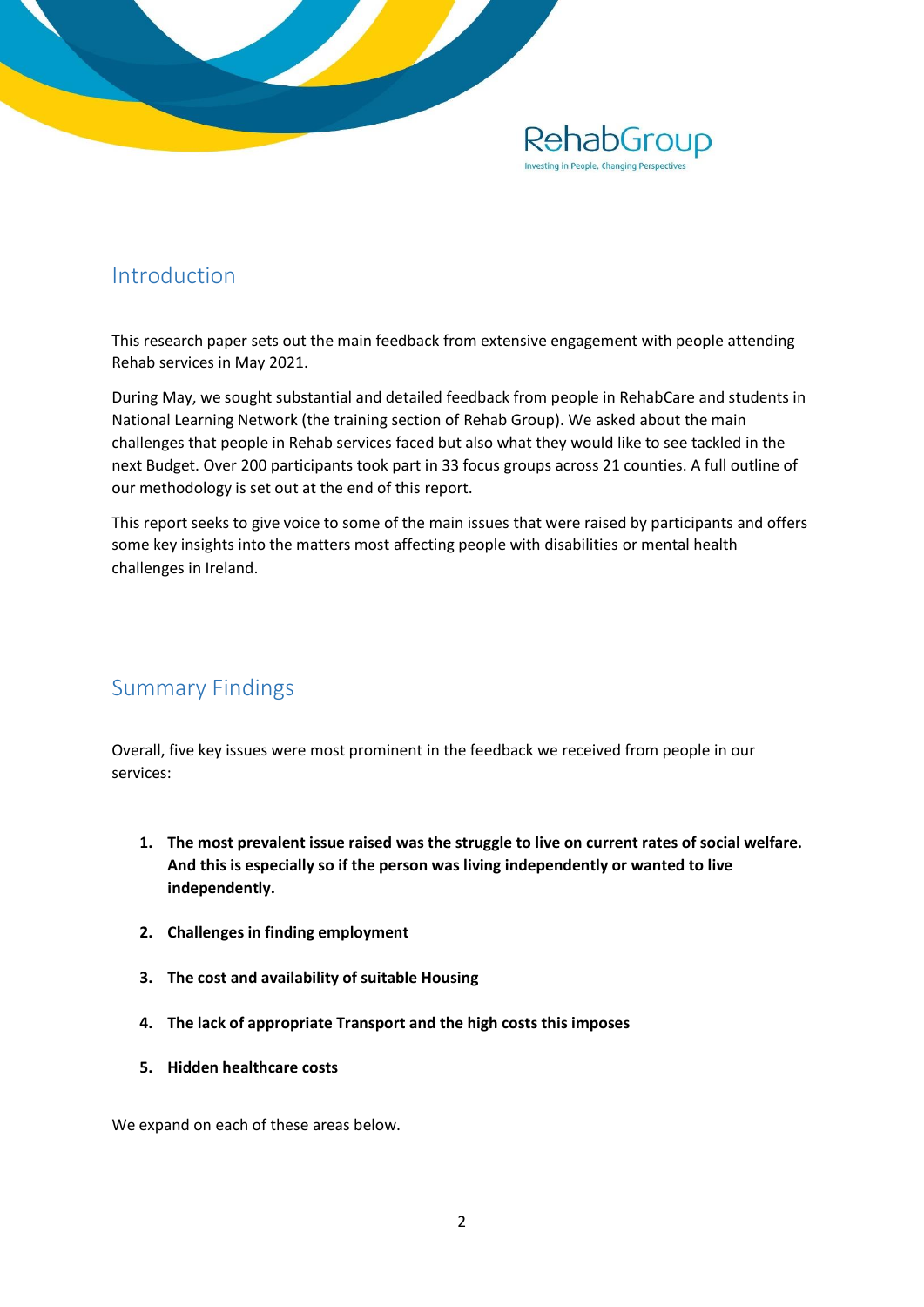## Introduction

This research paper sets out the main feedback from extensive engagement with people attending Rehab services in May 2021.

During May, we sought substantial and detailed feedback from people in RehabCare and students in National Learning Network (the training section of Rehab Group). We asked about the main challenges that people in Rehab services faced but also what they would like to see tackled in the next Budget. Over 200 participants took part in 33 focus groups across 21 counties. A full outline of our methodology is set out at the end of this report.

This report seeks to give voice to some of the main issues that were raised by participants and offers some key insights into the matters most affecting people with disabilities or mental health challenges in Ireland.

## Summary Findings

Overall, five key issues were most prominent in the feedback we received from people in our services:

1. **The most prevalent issue raised was the struggle to live on current rates of social welfare. And this is especially so if the person was living independently or wanted to live independently.**
2. **Challenges in finding employment**
3. **The cost and availability of suitable Housing**
4. **The lack of appropriate Transport and the high costs this imposes**
5. **Hidden healthcare costs**

We expand on each of these areas below.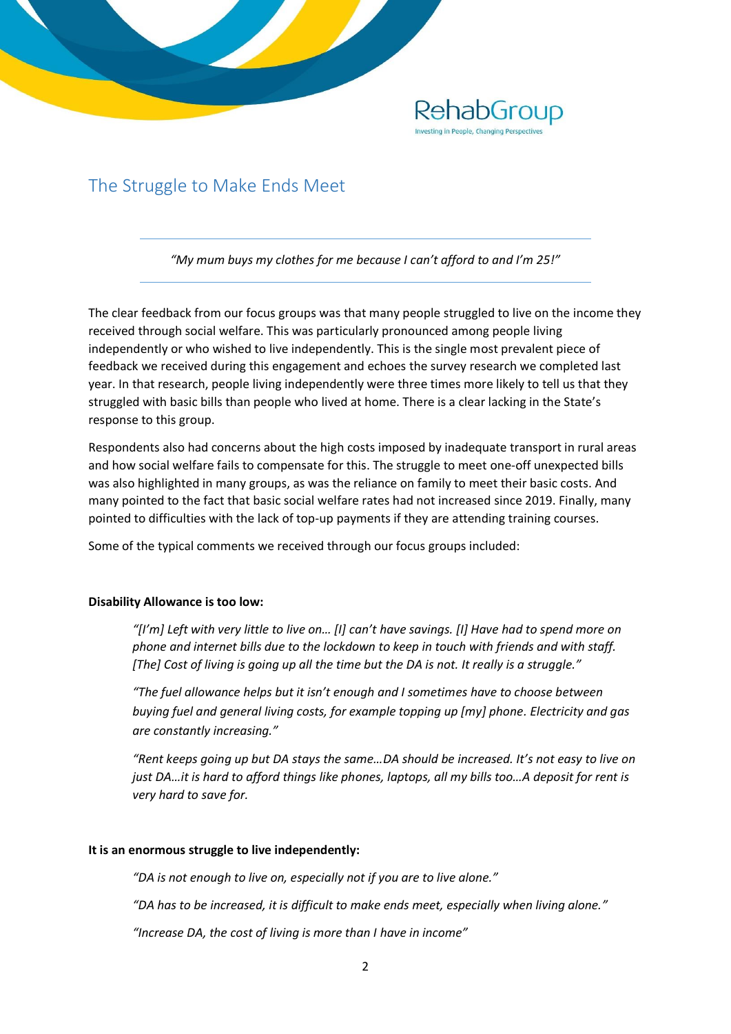## The Struggle to Make Ends Meet

---

*"My mum buys my clothes for me because I can't afford to and I'm 25!"*

---

The clear feedback from our focus groups was that many people struggled to live on the income they received through social welfare. This was particularly pronounced among people living independently or who wished to live independently. This is the single most prevalent piece of feedback we received during this engagement and echoes the survey research we completed last year. In that research, people living independently were three times more likely to tell us that they struggled with basic bills than people who lived at home. There is a clear lacking in the State's response to this group.

Respondents also had concerns about the high costs imposed by inadequate transport in rural areas and how social welfare fails to compensate for this. The struggle to meet one-off unexpected bills was also highlighted in many groups, as was the reliance on family to meet their basic costs. And many pointed to the fact that basic social welfare rates had not increased since 2019. Finally, many pointed to difficulties with the lack of top-up payments if they are attending training courses.

Some of the typical comments we received through our focus groups included:

**Disability Allowance is too low:**

> *"[I'm] Left with very little to live on… [I] can't have savings. [I] Have had to spend more on phone and internet bills due to the lockdown to keep in touch with friends and with staff. [The] Cost of living is going up all the time but the DA is not. It really is a struggle."*
>
> *"The fuel allowance helps but it isn't enough and I sometimes have to choose between buying fuel and general living costs, for example topping up [my] phone. Electricity and gas are constantly increasing."*
>
> *"Rent keeps going up but DA stays the same…DA should be increased. It's not easy to live on just DA…it is hard to afford things like phones, laptops, all my bills too…A deposit for rent is very hard to save for.*

**It is an enormous struggle to live independently:**

> *"DA is not enough to live on, especially not if you are to live alone."*
>
> *"DA has to be increased, it is difficult to make ends meet, especially when living alone."*
>
> *"Increase DA, the cost of living is more than I have in income"*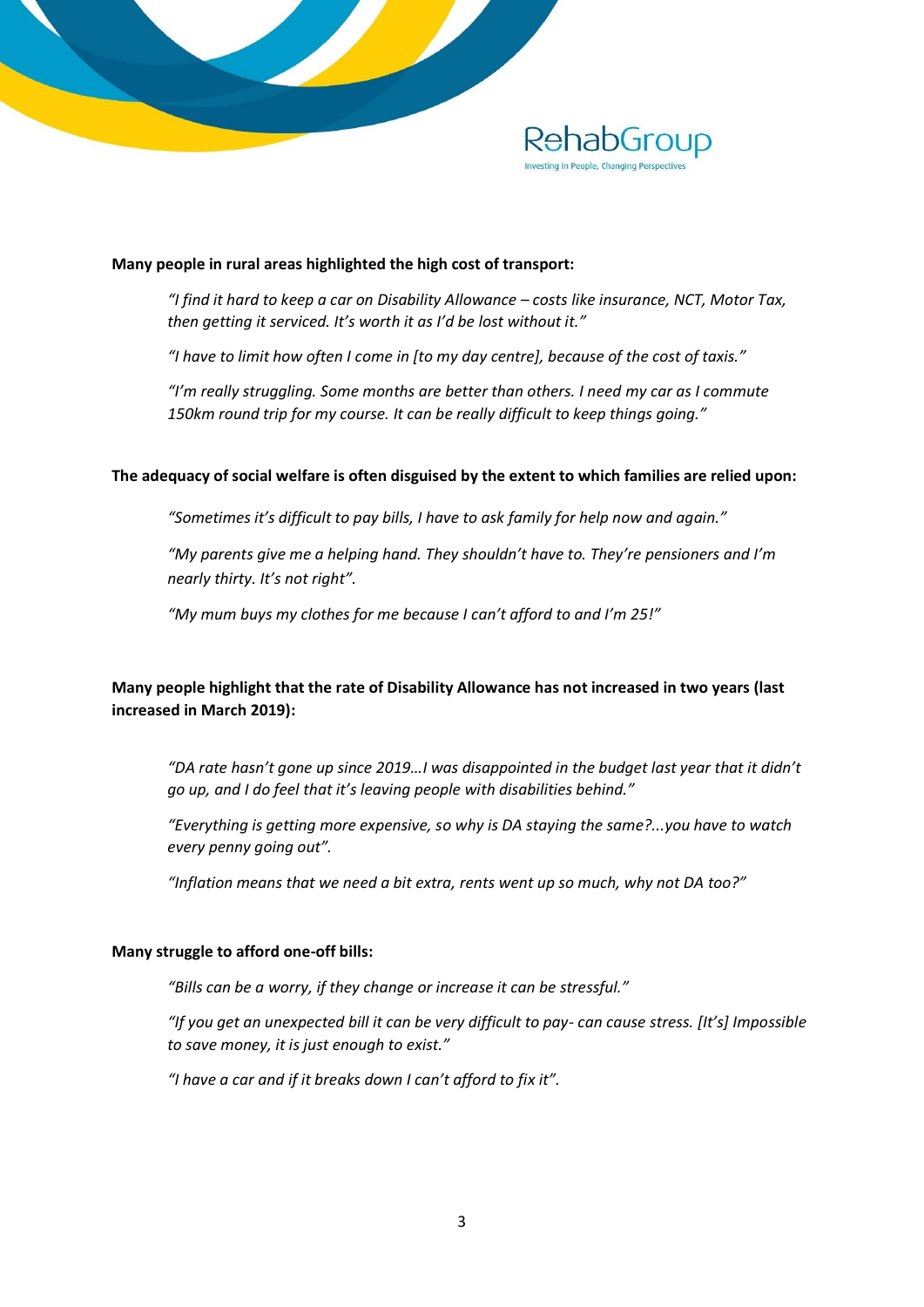**Many people in rural areas highlighted the high cost of transport:**

> *"I find it hard to keep a car on Disability Allowance – costs like insurance, NCT, Motor Tax, then getting it serviced. It's worth it as I'd be lost without it."*
>
> *"I have to limit how often I come in [to my day centre], because of the cost of taxis."*
>
> *"I'm really struggling. Some months are better than others. I need my car as I commute 150km round trip for my course. It can be really difficult to keep things going."*

**The adequacy of social welfare is often disguised by the extent to which families are relied upon:**

> *"Sometimes it's difficult to pay bills, I have to ask family for help now and again."*
>
> *"My parents give me a helping hand. They shouldn't have to. They're pensioners and I'm nearly thirty. It's not right".*
>
> *"My mum buys my clothes for me because I can't afford to and I'm 25!"*

**Many people highlight that the rate of Disability Allowance has not increased in two years (last increased in March 2019):**

> *"DA rate hasn't gone up since 2019…I was disappointed in the budget last year that it didn't go up, and I do feel that it's leaving people with disabilities behind."*
>
> *"Everything is getting more expensive, so why is DA staying the same?...you have to watch every penny going out".*
>
> *"Inflation means that we need a bit extra, rents went up so much, why not DA too?"*

**Many struggle to afford one-off bills:**

> *"Bills can be a worry, if they change or increase it can be stressful."*
>
> *"If you get an unexpected bill it can be very difficult to pay- can cause stress. [It's] Impossible to save money, it is just enough to exist."*
>
> *"I have a car and if it breaks down I can't afford to fix it".*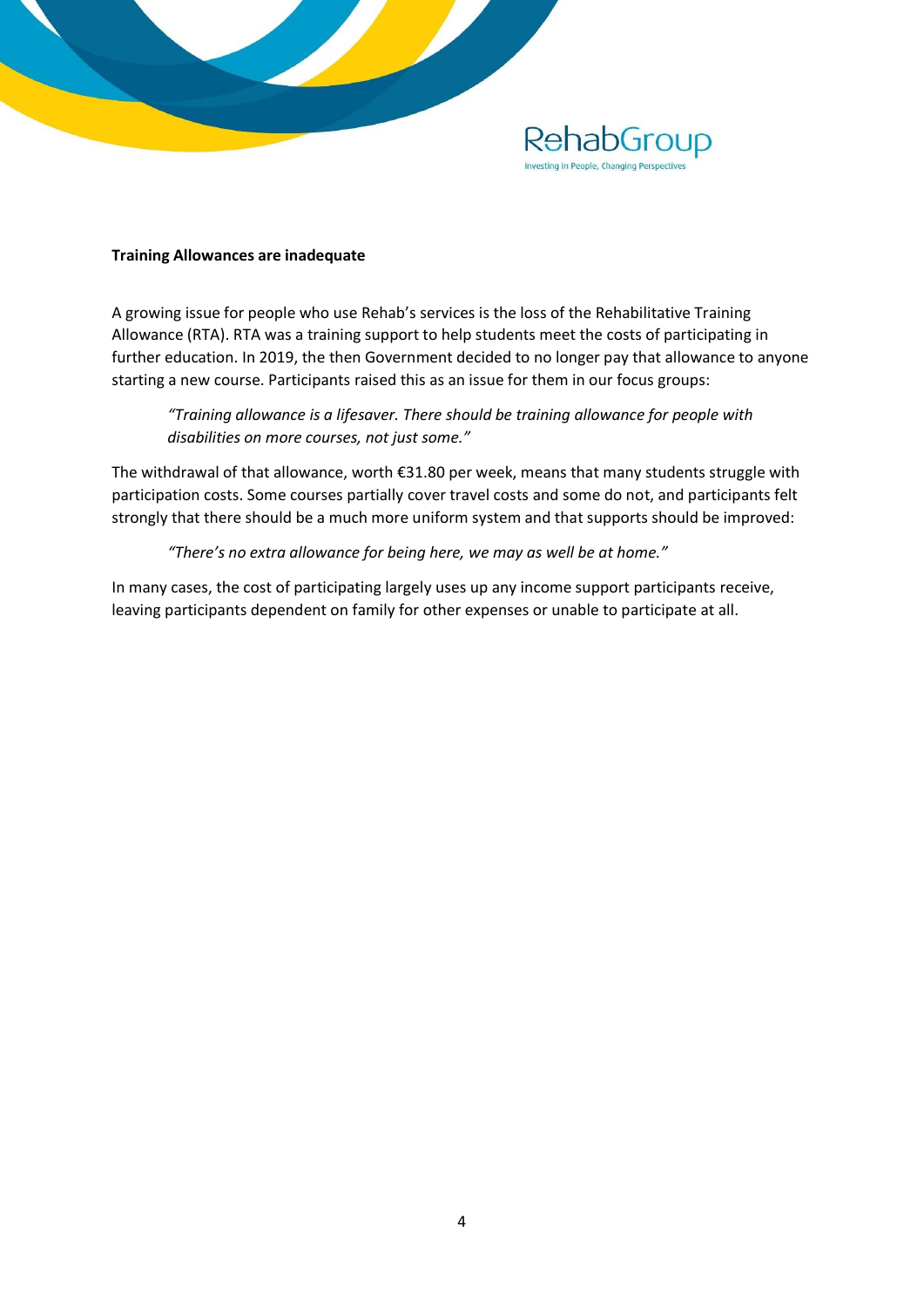**Training Allowances are inadequate**

A growing issue for people who use Rehab's services is the loss of the Rehabilitative Training Allowance (RTA). RTA was a training support to help students meet the costs of participating in further education. In 2019, the then Government decided to no longer pay that allowance to anyone starting a new course. Participants raised this as an issue for them in our focus groups:

> *"Training allowance is a lifesaver. There should be training allowance for people with disabilities on more courses, not just some."*

The withdrawal of that allowance, worth €31.80 per week, means that many students struggle with participation costs. Some courses partially cover travel costs and some do not, and participants felt strongly that there should be a much more uniform system and that supports should be improved:

> *"There's no extra allowance for being here, we may as well be at home."*

In many cases, the cost of participating largely uses up any income support participants receive, leaving participants dependent on family for other expenses or unable to participate at all.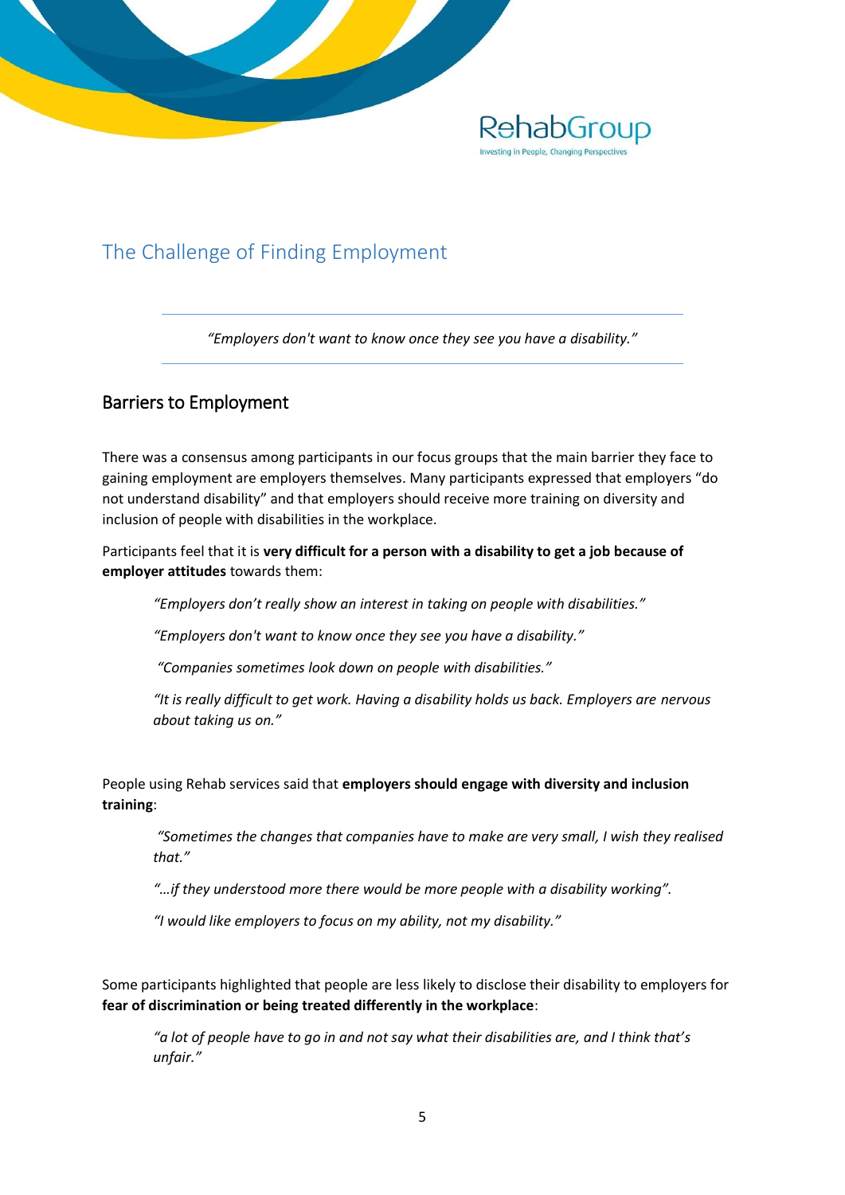## The Challenge of Finding Employment

> *"Employers don't want to know once they see you have a disability."*

### Barriers to Employment

There was a consensus among participants in our focus groups that the main barrier they face to gaining employment are employers themselves. Many participants expressed that employers "do not understand disability" and that employers should receive more training on diversity and inclusion of people with disabilities in the workplace.

Participants feel that it is **very difficult for a person with a disability to get a job because of employer attitudes** towards them:

> *"Employers don't really show an interest in taking on people with disabilities."*
>
> *"Employers don't want to know once they see you have a disability."*
>
> *"Companies sometimes look down on people with disabilities."*
>
> *"It is really difficult to get work. Having a disability holds us back. Employers are nervous about taking us on."*

People using Rehab services said that **employers should engage with diversity and inclusion training**:

> *"Sometimes the changes that companies have to make are very small, I wish they realised that."*
>
> *"…if they understood more there would be more people with a disability working".*
>
> *"I would like employers to focus on my ability, not my disability."*

Some participants highlighted that people are less likely to disclose their disability to employers for **fear of discrimination or being treated differently in the workplace**:

> *"a lot of people have to go in and not say what their disabilities are, and I think that's unfair."*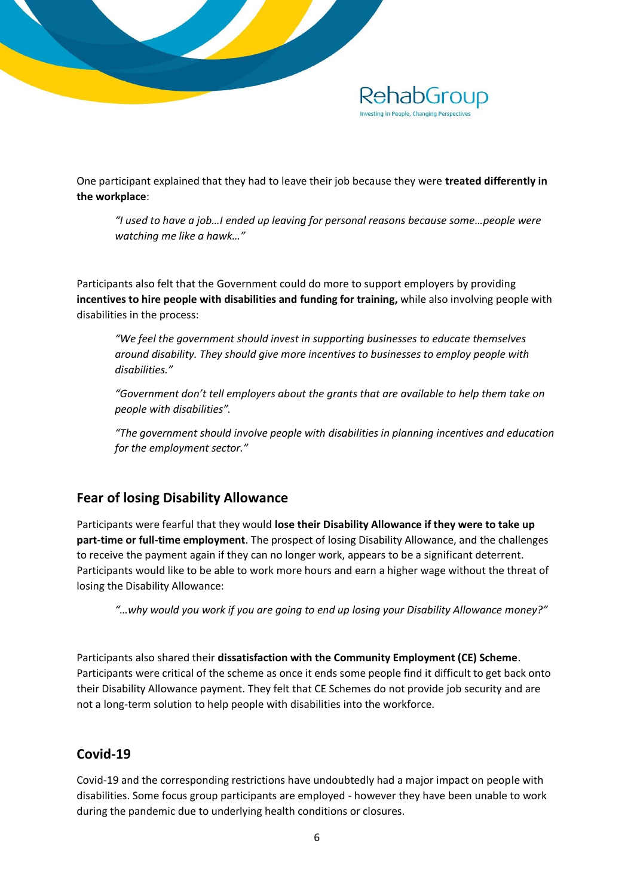One participant explained that they had to leave their job because they were **treated differently in the workplace**:

> *"I used to have a job…I ended up leaving for personal reasons because some…people were watching me like a hawk…"*

Participants also felt that the Government could do more to support employers by providing **incentives to hire people with disabilities and funding for training,** while also involving people with disabilities in the process:

> *"We feel the government should invest in supporting businesses to educate themselves around disability. They should give more incentives to businesses to employ people with disabilities."*
>
> *"Government don't tell employers about the grants that are available to help them take on people with disabilities".*
>
> *"The government should involve people with disabilities in planning incentives and education for the employment sector."*

## Fear of losing Disability Allowance

Participants were fearful that they would **lose their Disability Allowance if they were to take up part-time or full-time employment**. The prospect of losing Disability Allowance, and the challenges to receive the payment again if they can no longer work, appears to be a significant deterrent. Participants would like to be able to work more hours and earn a higher wage without the threat of losing the Disability Allowance:

> *"…why would you work if you are going to end up losing your Disability Allowance money?"*

Participants also shared their **dissatisfaction with the Community Employment (CE) Scheme**. Participants were critical of the scheme as once it ends some people find it difficult to get back onto their Disability Allowance payment. They felt that CE Schemes do not provide job security and are not a long-term solution to help people with disabilities into the workforce.

## Covid-19

Covid-19 and the corresponding restrictions have undoubtedly had a major impact on people with disabilities. Some focus group participants are employed - however they have been unable to work during the pandemic due to underlying health conditions or closures.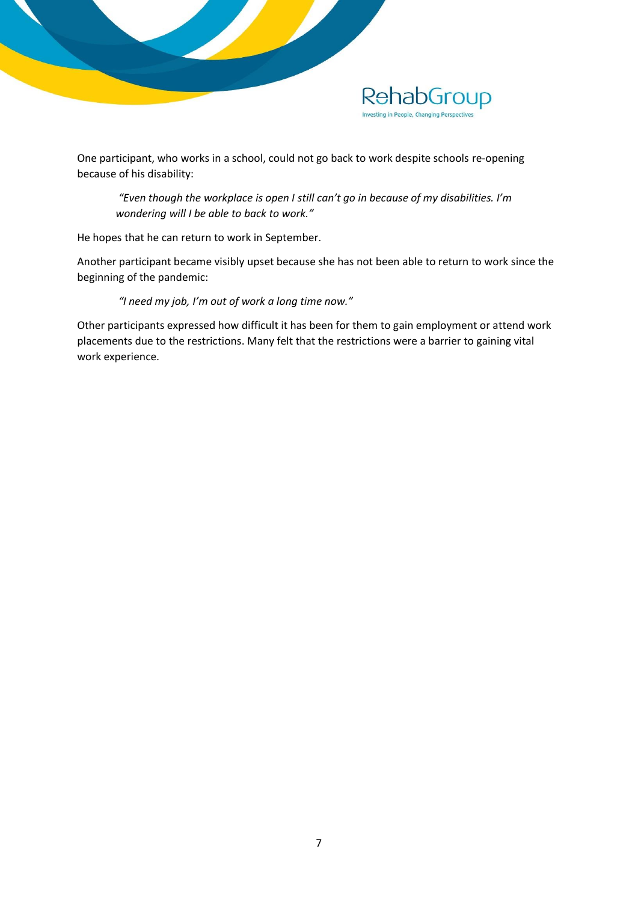One participant, who works in a school, could not go back to work despite schools re-opening because of his disability:

> *"Even though the workplace is open I still can't go in because of my disabilities. I'm wondering will I be able to back to work."*

He hopes that he can return to work in September.

Another participant became visibly upset because she has not been able to return to work since the beginning of the pandemic:

> *"I need my job, I'm out of work a long time now."*

Other participants expressed how difficult it has been for them to gain employment or attend work placements due to the restrictions. Many felt that the restrictions were a barrier to gaining vital work experience.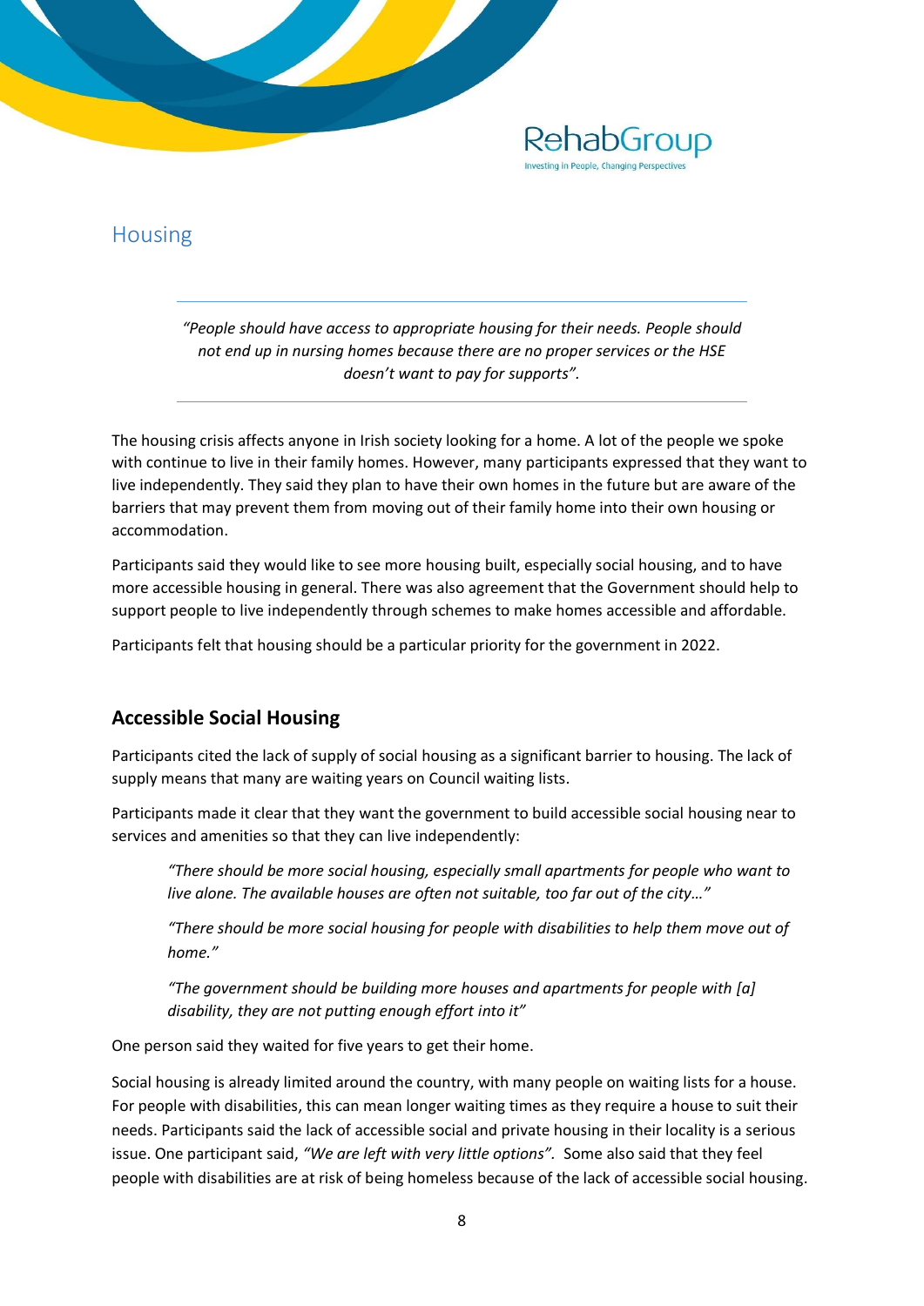## Housing

> *"People should have access to appropriate housing for their needs. People should not end up in nursing homes because there are no proper services or the HSE doesn't want to pay for supports".*

The housing crisis affects anyone in Irish society looking for a home. A lot of the people we spoke with continue to live in their family homes. However, many participants expressed that they want to live independently. They said they plan to have their own homes in the future but are aware of the barriers that may prevent them from moving out of their family home into their own housing or accommodation.

Participants said they would like to see more housing built, especially social housing, and to have more accessible housing in general. There was also agreement that the Government should help to support people to live independently through schemes to make homes accessible and affordable.

Participants felt that housing should be a particular priority for the government in 2022.

### Accessible Social Housing

Participants cited the lack of supply of social housing as a significant barrier to housing. The lack of supply means that many are waiting years on Council waiting lists.

Participants made it clear that they want the government to build accessible social housing near to services and amenities so that they can live independently:

> *"There should be more social housing, especially small apartments for people who want to live alone. The available houses are often not suitable, too far out of the city…"*
>
> *"There should be more social housing for people with disabilities to help them move out of home."*
>
> *"The government should be building more houses and apartments for people with [a] disability, they are not putting enough effort into it"*

One person said they waited for five years to get their home.

Social housing is already limited around the country, with many people on waiting lists for a house. For people with disabilities, this can mean longer waiting times as they require a house to suit their needs. Participants said the lack of accessible social and private housing in their locality is a serious issue. One participant said, *"We are left with very little options".* Some also said that they feel people with disabilities are at risk of being homeless because of the lack of accessible social housing.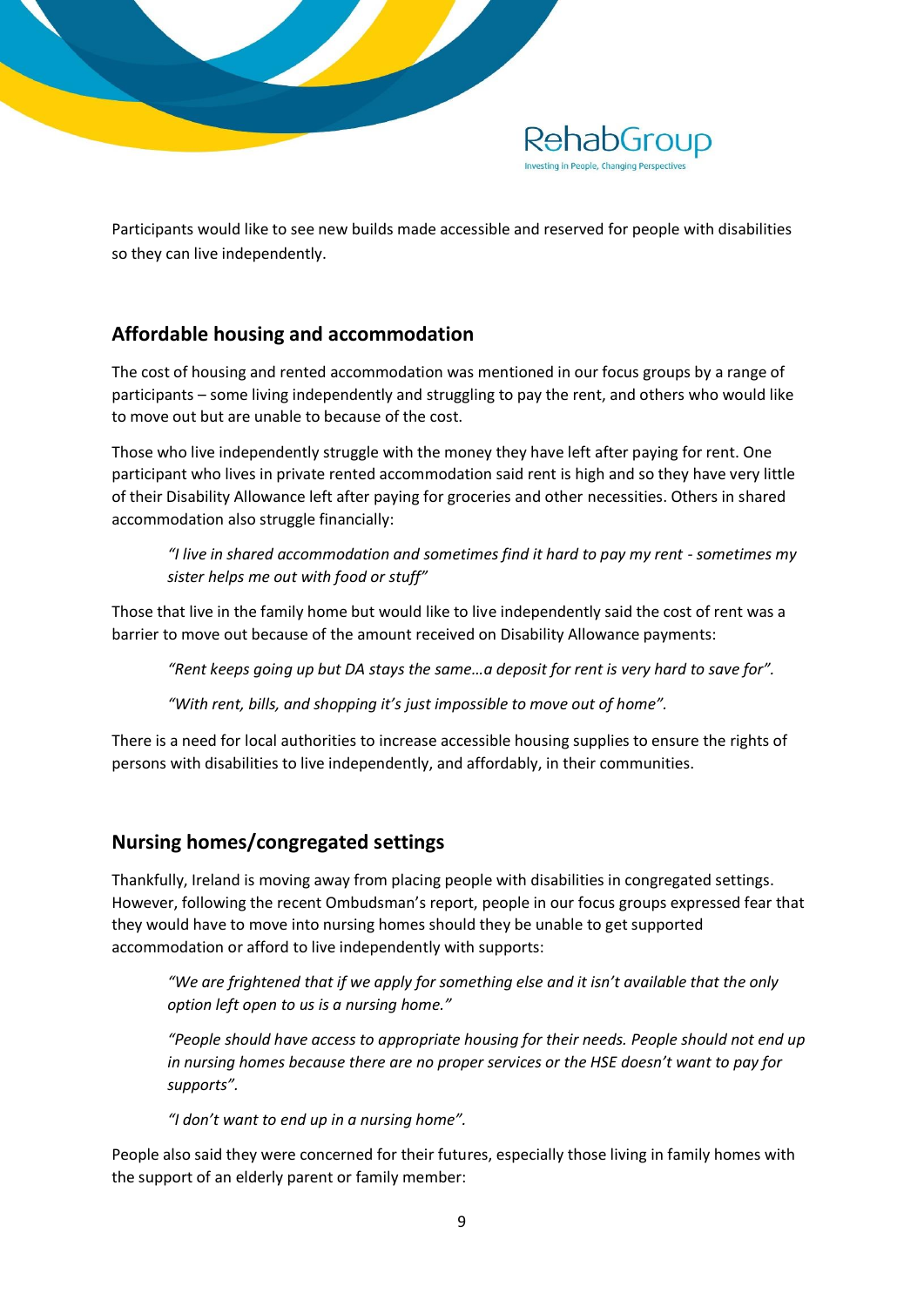Participants would like to see new builds made accessible and reserved for people with disabilities so they can live independently.

## Affordable housing and accommodation

The cost of housing and rented accommodation was mentioned in our focus groups by a range of participants – some living independently and struggling to pay the rent, and others who would like to move out but are unable to because of the cost.

Those who live independently struggle with the money they have left after paying for rent. One participant who lives in private rented accommodation said rent is high and so they have very little of their Disability Allowance left after paying for groceries and other necessities. Others in shared accommodation also struggle financially:

> *"I live in shared accommodation and sometimes find it hard to pay my rent - sometimes my sister helps me out with food or stuff"*

Those that live in the family home but would like to live independently said the cost of rent was a barrier to move out because of the amount received on Disability Allowance payments:

> *"Rent keeps going up but DA stays the same…a deposit for rent is very hard to save for".*
>
> *"With rent, bills, and shopping it's just impossible to move out of home".*

There is a need for local authorities to increase accessible housing supplies to ensure the rights of persons with disabilities to live independently, and affordably, in their communities.

## Nursing homes/congregated settings

Thankfully, Ireland is moving away from placing people with disabilities in congregated settings. However, following the recent Ombudsman's report, people in our focus groups expressed fear that they would have to move into nursing homes should they be unable to get supported accommodation or afford to live independently with supports:

> *"We are frightened that if we apply for something else and it isn't available that the only option left open to us is a nursing home."*
>
> *"People should have access to appropriate housing for their needs. People should not end up in nursing homes because there are no proper services or the HSE doesn't want to pay for supports".*
>
> *"I don't want to end up in a nursing home".*

People also said they were concerned for their futures, especially those living in family homes with the support of an elderly parent or family member: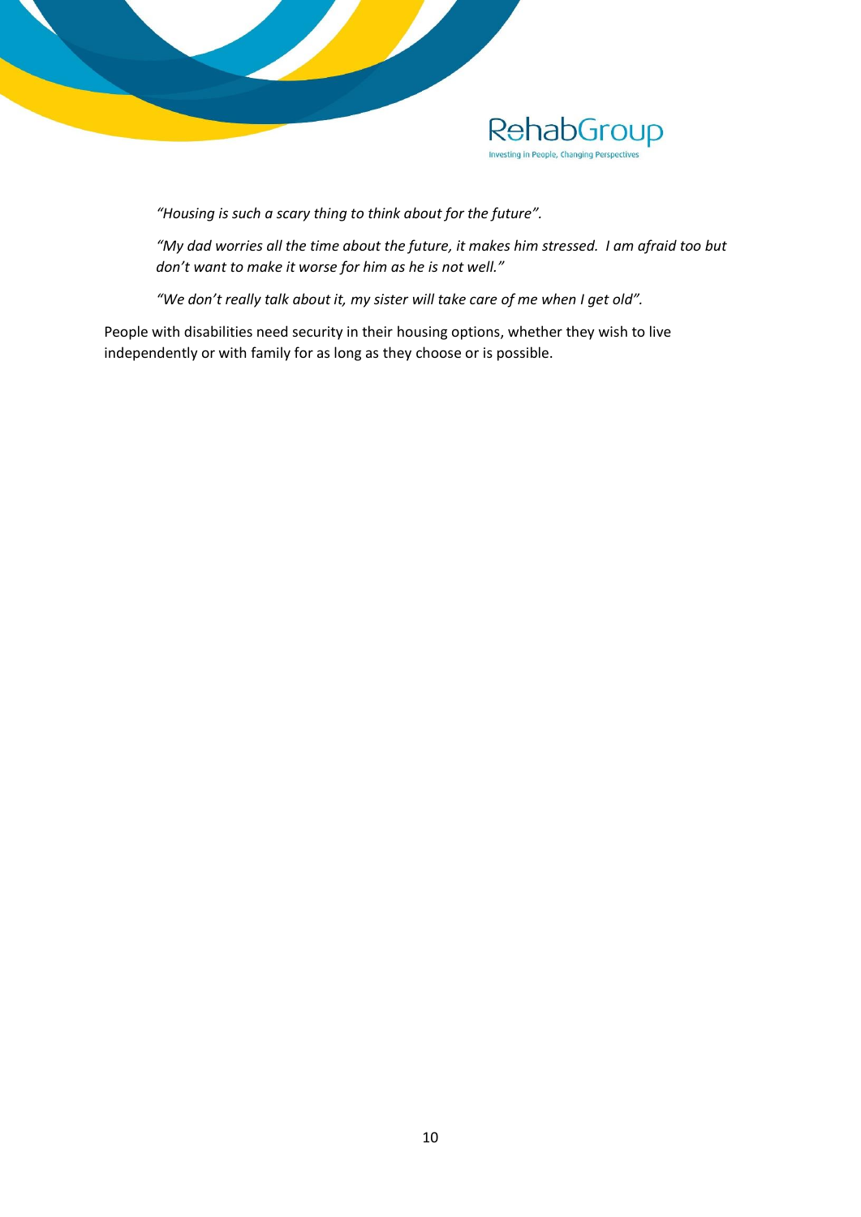*"Housing is such a scary thing to think about for the future".*

*"My dad worries all the time about the future, it makes him stressed. I am afraid too but don't want to make it worse for him as he is not well."*

*"We don't really talk about it, my sister will take care of me when I get old".*

People with disabilities need security in their housing options, whether they wish to live independently or with family for as long as they choose or is possible.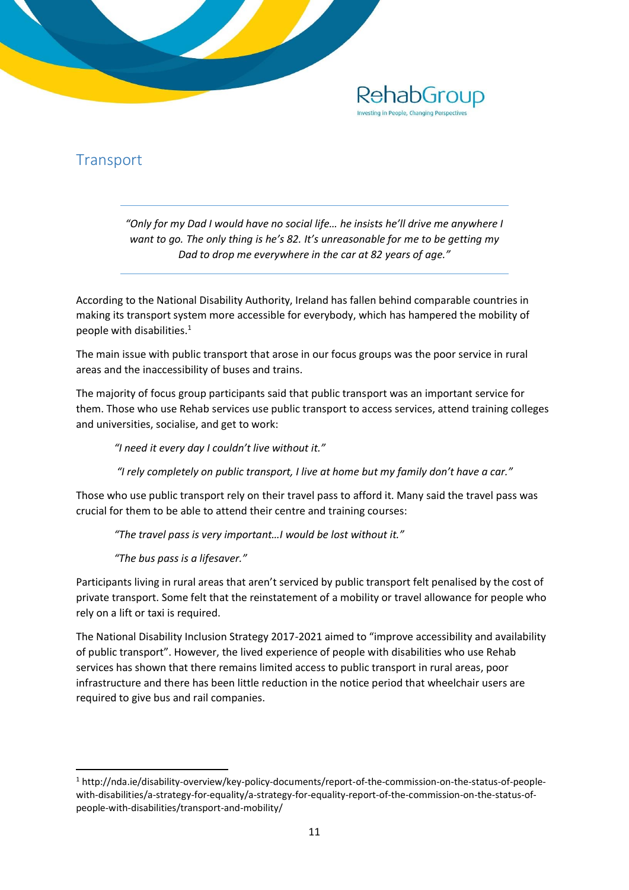## Transport

> *"Only for my Dad I would have no social life… he insists he'll drive me anywhere I want to go. The only thing is he's 82. It's unreasonable for me to be getting my Dad to drop me everywhere in the car at 82 years of age."*

According to the National Disability Authority, Ireland has fallen behind comparable countries in making its transport system more accessible for everybody, which has hampered the mobility of people with disabilities.[1]

The main issue with public transport that arose in our focus groups was the poor service in rural areas and the inaccessibility of buses and trains.

The majority of focus group participants said that public transport was an important service for them. Those who use Rehab services use public transport to access services, attend training colleges and universities, socialise, and get to work:

> *"I need it every day I couldn't live without it."*
>
> *"I rely completely on public transport, I live at home but my family don't have a car."*

Those who use public transport rely on their travel pass to afford it. Many said the travel pass was crucial for them to be able to attend their centre and training courses:

> *"The travel pass is very important…I would be lost without it."*
>
> *"The bus pass is a lifesaver."*

Participants living in rural areas that aren't serviced by public transport felt penalised by the cost of private transport. Some felt that the reinstatement of a mobility or travel allowance for people who rely on a lift or taxi is required.

The National Disability Inclusion Strategy 2017-2021 aimed to "improve accessibility and availability of public transport". However, the lived experience of people with disabilities who use Rehab services has shown that there remains limited access to public transport in rural areas, poor infrastructure and there has been little reduction in the notice period that wheelchair users are required to give bus and rail companies.

---

[1] http://nda.ie/disability-overview/key-policy-documents/report-of-the-commission-on-the-status-of-people-with-disabilities/a-strategy-for-equality/a-strategy-for-equality-report-of-the-commission-on-the-status-of-people-with-disabilities/transport-and-mobility/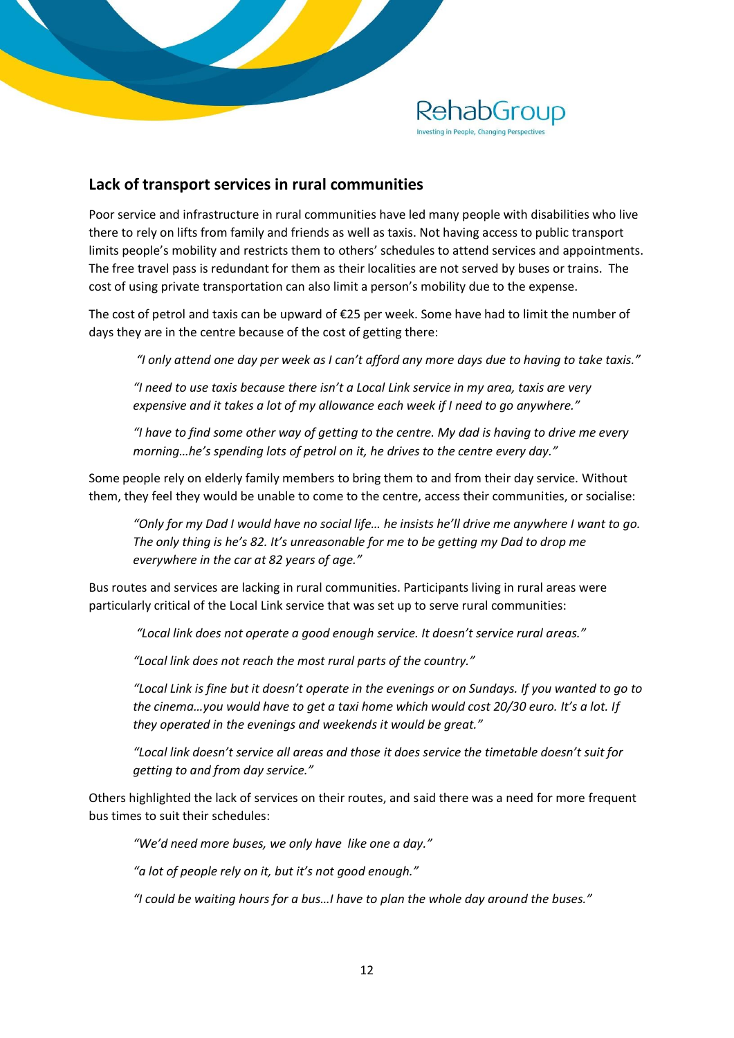## Lack of transport services in rural communities

Poor service and infrastructure in rural communities have led many people with disabilities who live there to rely on lifts from family and friends as well as taxis. Not having access to public transport limits people's mobility and restricts them to others' schedules to attend services and appointments. The free travel pass is redundant for them as their localities are not served by buses or trains. The cost of using private transportation can also limit a person's mobility due to the expense.

The cost of petrol and taxis can be upward of €25 per week. Some have had to limit the number of days they are in the centre because of the cost of getting there:

> *"I only attend one day per week as I can't afford any more days due to having to take taxis."*
>
> *"I need to use taxis because there isn't a Local Link service in my area, taxis are very expensive and it takes a lot of my allowance each week if I need to go anywhere."*
>
> *"I have to find some other way of getting to the centre. My dad is having to drive me every morning…he's spending lots of petrol on it, he drives to the centre every day."*

Some people rely on elderly family members to bring them to and from their day service. Without them, they feel they would be unable to come to the centre, access their communities, or socialise:

> *"Only for my Dad I would have no social life… he insists he'll drive me anywhere I want to go. The only thing is he's 82. It's unreasonable for me to be getting my Dad to drop me everywhere in the car at 82 years of age."*

Bus routes and services are lacking in rural communities. Participants living in rural areas were particularly critical of the Local Link service that was set up to serve rural communities:

> *"Local link does not operate a good enough service. It doesn't service rural areas."*
>
> *"Local link does not reach the most rural parts of the country."*
>
> *"Local Link is fine but it doesn't operate in the evenings or on Sundays. If you wanted to go to the cinema…you would have to get a taxi home which would cost 20/30 euro. It's a lot. If they operated in the evenings and weekends it would be great."*
>
> *"Local link doesn't service all areas and those it does service the timetable doesn't suit for getting to and from day service."*

Others highlighted the lack of services on their routes, and said there was a need for more frequent bus times to suit their schedules:

> *"We'd need more buses, we only have like one a day."*
>
> *"a lot of people rely on it, but it's not good enough."*
>
> *"I could be waiting hours for a bus…I have to plan the whole day around the buses."*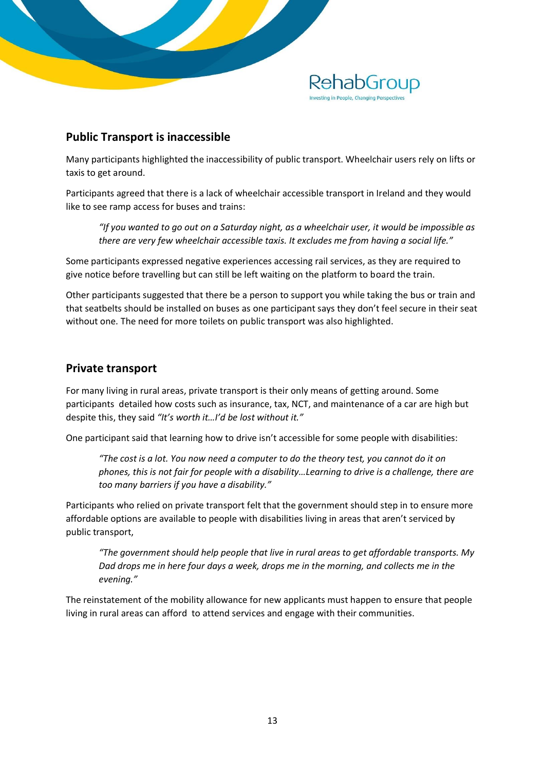## Public Transport is inaccessible

Many participants highlighted the inaccessibility of public transport. Wheelchair users rely on lifts or taxis to get around.

Participants agreed that there is a lack of wheelchair accessible transport in Ireland and they would like to see ramp access for buses and trains:

> *"If you wanted to go out on a Saturday night, as a wheelchair user, it would be impossible as there are very few wheelchair accessible taxis. It excludes me from having a social life."*

Some participants expressed negative experiences accessing rail services, as they are required to give notice before travelling but can still be left waiting on the platform to board the train.

Other participants suggested that there be a person to support you while taking the bus or train and that seatbelts should be installed on buses as one participant says they don't feel secure in their seat without one. The need for more toilets on public transport was also highlighted.

## Private transport

For many living in rural areas, private transport is their only means of getting around. Some participants detailed how costs such as insurance, tax, NCT, and maintenance of a car are high but despite this, they said *"It's worth it…I'd be lost without it."*

One participant said that learning how to drive isn't accessible for some people with disabilities:

> *"The cost is a lot. You now need a computer to do the theory test, you cannot do it on phones, this is not fair for people with a disability…Learning to drive is a challenge, there are too many barriers if you have a disability."*

Participants who relied on private transport felt that the government should step in to ensure more affordable options are available to people with disabilities living in areas that aren't serviced by public transport,

> *"The government should help people that live in rural areas to get affordable transports. My Dad drops me in here four days a week, drops me in the morning, and collects me in the evening."*

The reinstatement of the mobility allowance for new applicants must happen to ensure that people living in rural areas can afford to attend services and engage with their communities.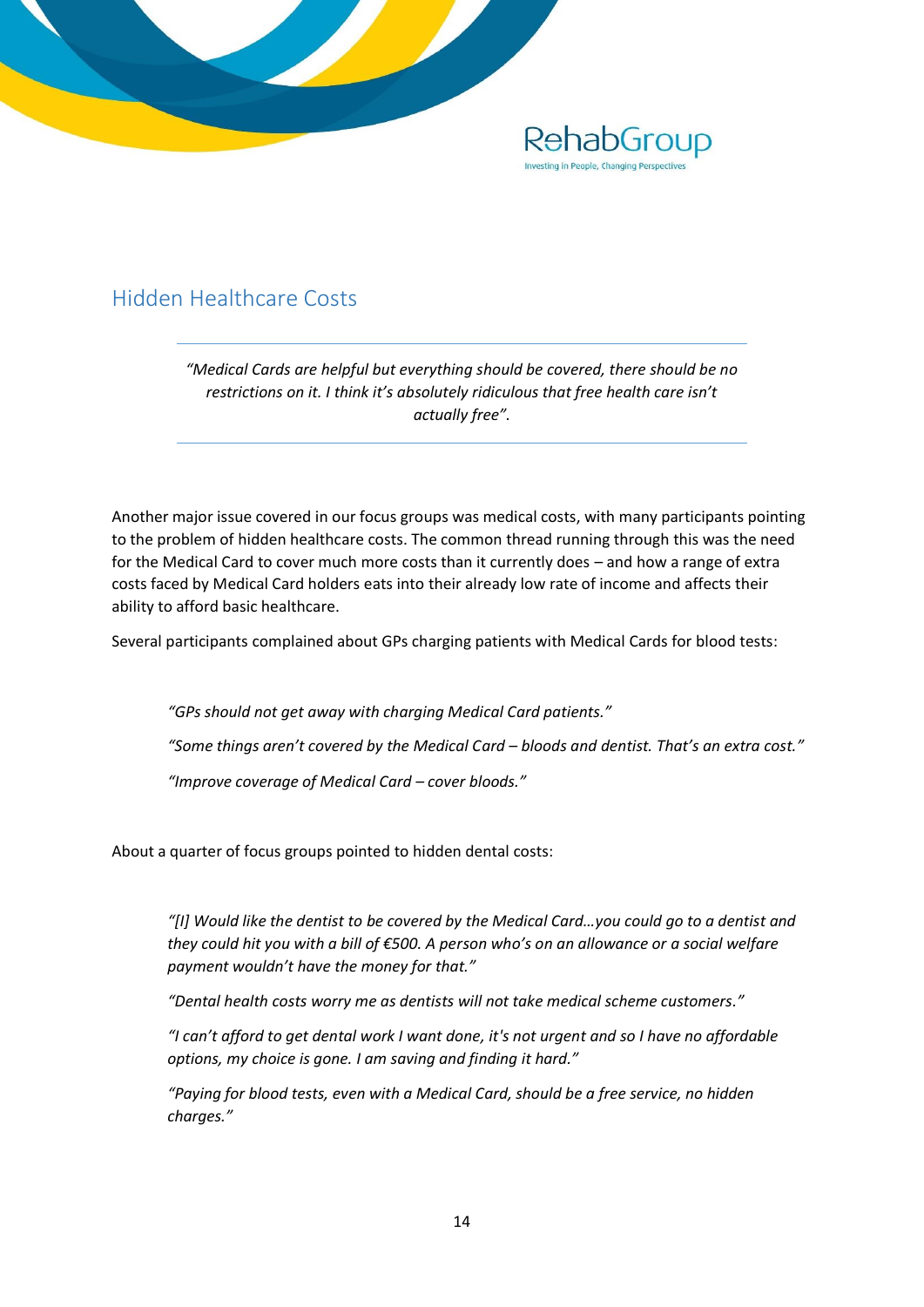## Hidden Healthcare Costs

> *"Medical Cards are helpful but everything should be covered, there should be no restrictions on it. I think it's absolutely ridiculous that free health care isn't actually free".*

Another major issue covered in our focus groups was medical costs, with many participants pointing to the problem of hidden healthcare costs. The common thread running through this was the need for the Medical Card to cover much more costs than it currently does – and how a range of extra costs faced by Medical Card holders eats into their already low rate of income and affects their ability to afford basic healthcare.

Several participants complained about GPs charging patients with Medical Cards for blood tests:

> *"GPs should not get away with charging Medical Card patients."*
>
> *"Some things aren't covered by the Medical Card – bloods and dentist. That's an extra cost."*
>
> *"Improve coverage of Medical Card – cover bloods."*

About a quarter of focus groups pointed to hidden dental costs:

> *"[I] Would like the dentist to be covered by the Medical Card…you could go to a dentist and they could hit you with a bill of €500. A person who's on an allowance or a social welfare payment wouldn't have the money for that."*
>
> *"Dental health costs worry me as dentists will not take medical scheme customers."*
>
> *"I can't afford to get dental work I want done, it's not urgent and so I have no affordable options, my choice is gone. I am saving and finding it hard."*
>
> *"Paying for blood tests, even with a Medical Card, should be a free service, no hidden charges."*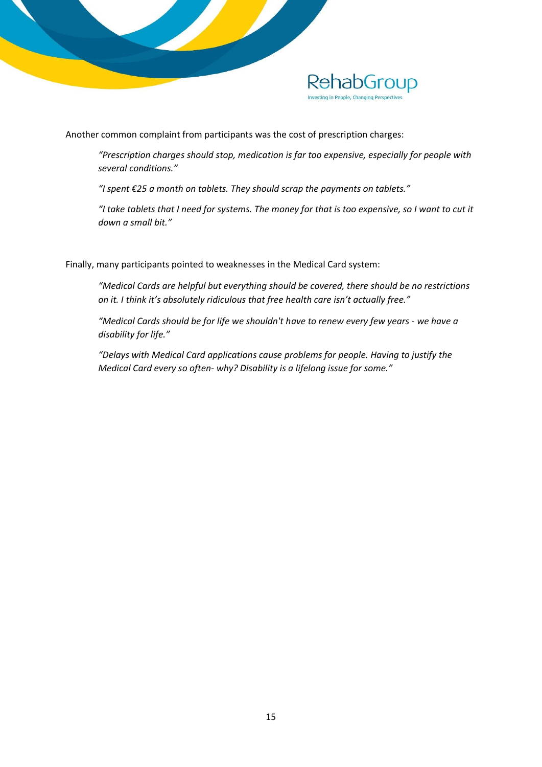Another common complaint from participants was the cost of prescription charges:

> *"Prescription charges should stop, medication is far too expensive, especially for people with several conditions."*
>
> *"I spent €25 a month on tablets. They should scrap the payments on tablets."*
>
> *"I take tablets that I need for systems. The money for that is too expensive, so I want to cut it down a small bit."*

Finally, many participants pointed to weaknesses in the Medical Card system:

> *"Medical Cards are helpful but everything should be covered, there should be no restrictions on it. I think it's absolutely ridiculous that free health care isn't actually free."*
>
> *"Medical Cards should be for life we shouldn't have to renew every few years - we have a disability for life."*
>
> *"Delays with Medical Card applications cause problems for people. Having to justify the Medical Card every so often- why? Disability is a lifelong issue for some."*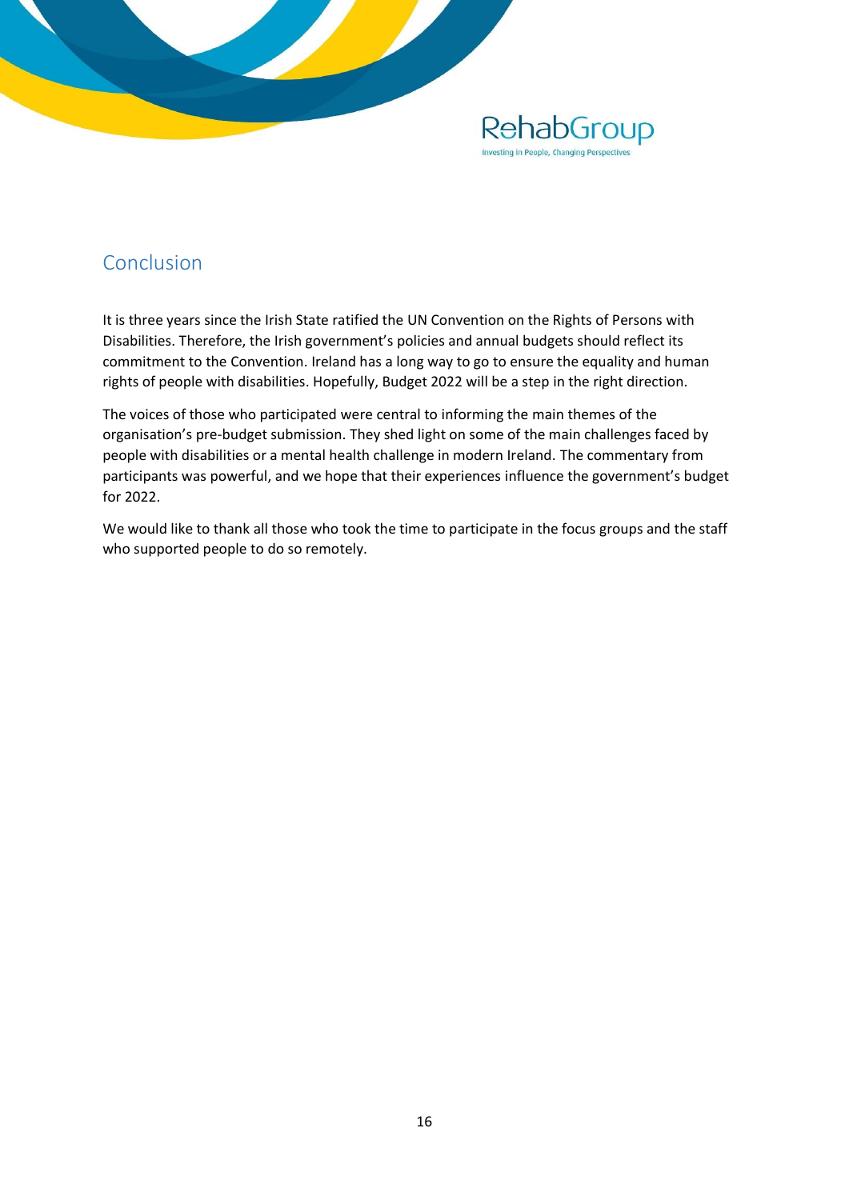## Conclusion

It is three years since the Irish State ratified the UN Convention on the Rights of Persons with Disabilities. Therefore, the Irish government's policies and annual budgets should reflect its commitment to the Convention. Ireland has a long way to go to ensure the equality and human rights of people with disabilities. Hopefully, Budget 2022 will be a step in the right direction.

The voices of those who participated were central to informing the main themes of the organisation's pre-budget submission. They shed light on some of the main challenges faced by people with disabilities or a mental health challenge in modern Ireland. The commentary from participants was powerful, and we hope that their experiences influence the government's budget for 2022.

We would like to thank all those who took the time to participate in the focus groups and the staff who supported people to do so remotely.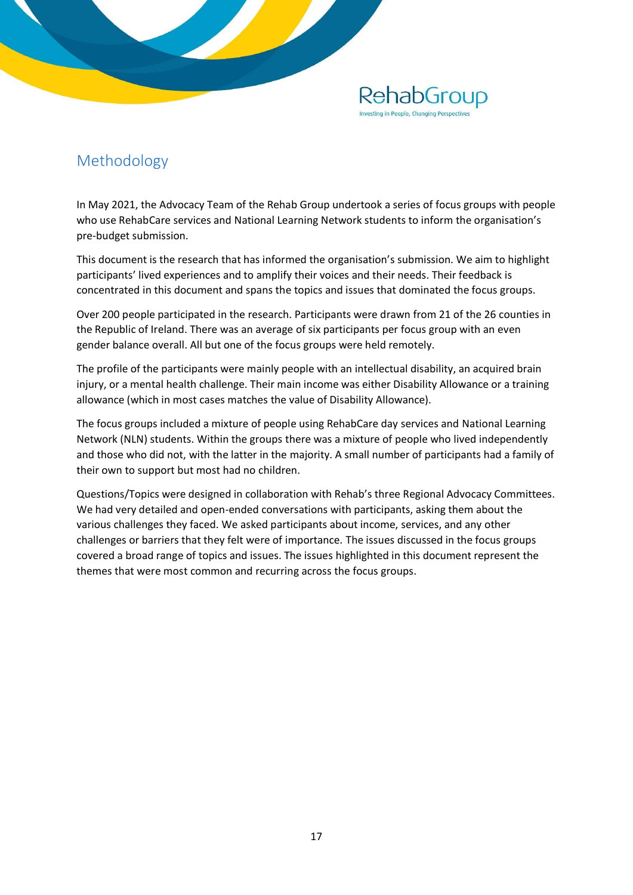## Methodology

In May 2021, the Advocacy Team of the Rehab Group undertook a series of focus groups with people who use RehabCare services and National Learning Network students to inform the organisation's pre-budget submission.

This document is the research that has informed the organisation's submission. We aim to highlight participants' lived experiences and to amplify their voices and their needs. Their feedback is concentrated in this document and spans the topics and issues that dominated the focus groups.

Over 200 people participated in the research. Participants were drawn from 21 of the 26 counties in the Republic of Ireland. There was an average of six participants per focus group with an even gender balance overall. All but one of the focus groups were held remotely.

The profile of the participants were mainly people with an intellectual disability, an acquired brain injury, or a mental health challenge. Their main income was either Disability Allowance or a training allowance (which in most cases matches the value of Disability Allowance).

The focus groups included a mixture of people using RehabCare day services and National Learning Network (NLN) students. Within the groups there was a mixture of people who lived independently and those who did not, with the latter in the majority. A small number of participants had a family of their own to support but most had no children.

Questions/Topics were designed in collaboration with Rehab's three Regional Advocacy Committees. We had very detailed and open-ended conversations with participants, asking them about the various challenges they faced. We asked participants about income, services, and any other challenges or barriers that they felt were of importance. The issues discussed in the focus groups covered a broad range of topics and issues. The issues highlighted in this document represent the themes that were most common and recurring across the focus groups.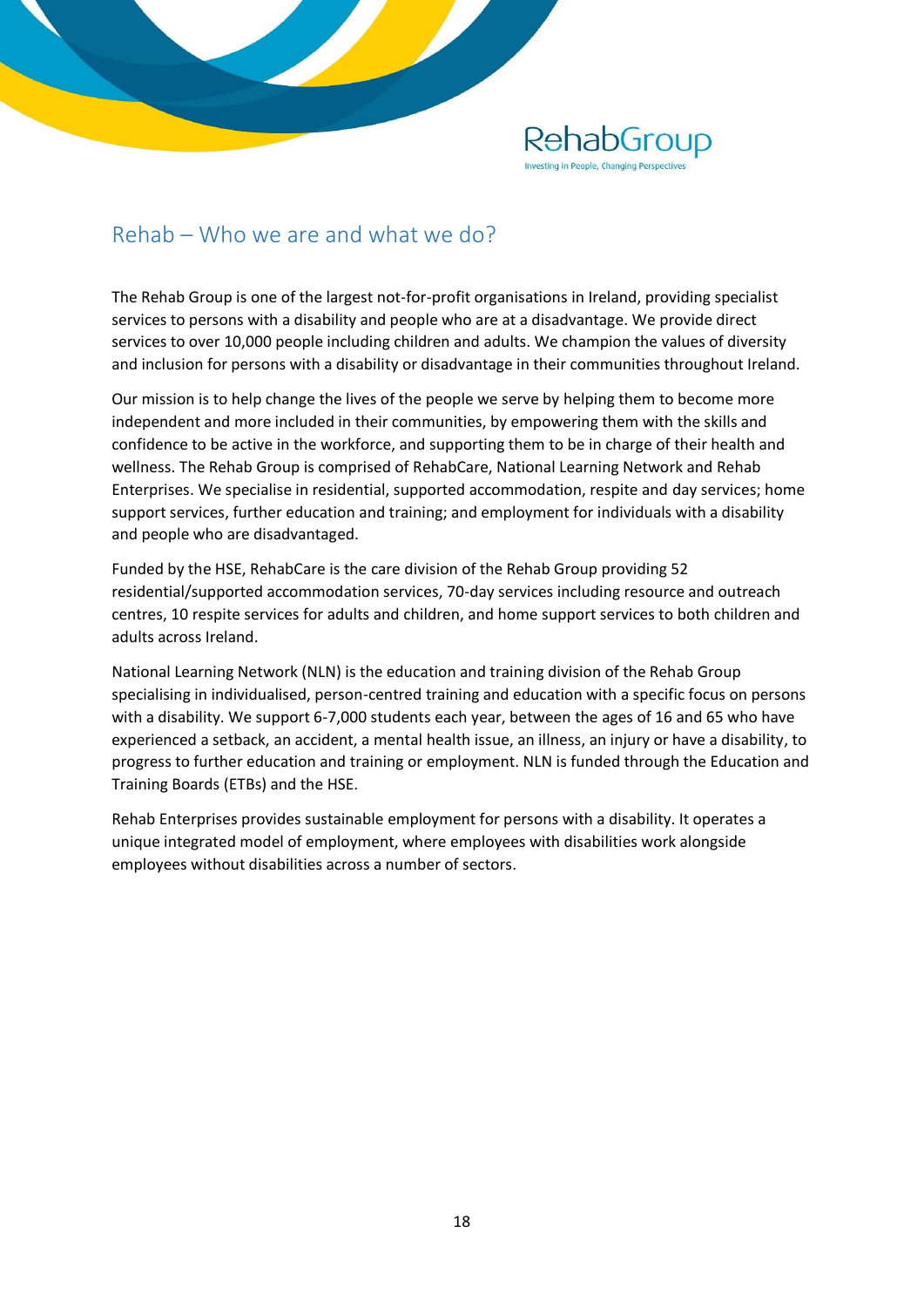## Rehab – Who we are and what we do?

The Rehab Group is one of the largest not-for-profit organisations in Ireland, providing specialist services to persons with a disability and people who are at a disadvantage. We provide direct services to over 10,000 people including children and adults. We champion the values of diversity and inclusion for persons with a disability or disadvantage in their communities throughout Ireland.

Our mission is to help change the lives of the people we serve by helping them to become more independent and more included in their communities, by empowering them with the skills and confidence to be active in the workforce, and supporting them to be in charge of their health and wellness. The Rehab Group is comprised of RehabCare, National Learning Network and Rehab Enterprises. We specialise in residential, supported accommodation, respite and day services; home support services, further education and training; and employment for individuals with a disability and people who are disadvantaged.

Funded by the HSE, RehabCare is the care division of the Rehab Group providing 52 residential/supported accommodation services, 70-day services including resource and outreach centres, 10 respite services for adults and children, and home support services to both children and adults across Ireland.

National Learning Network (NLN) is the education and training division of the Rehab Group specialising in individualised, person-centred training and education with a specific focus on persons with a disability. We support 6-7,000 students each year, between the ages of 16 and 65 who have experienced a setback, an accident, a mental health issue, an illness, an injury or have a disability, to progress to further education and training or employment. NLN is funded through the Education and Training Boards (ETBs) and the HSE.

Rehab Enterprises provides sustainable employment for persons with a disability. It operates a unique integrated model of employment, where employees with disabilities work alongside employees without disabilities across a number of sectors.